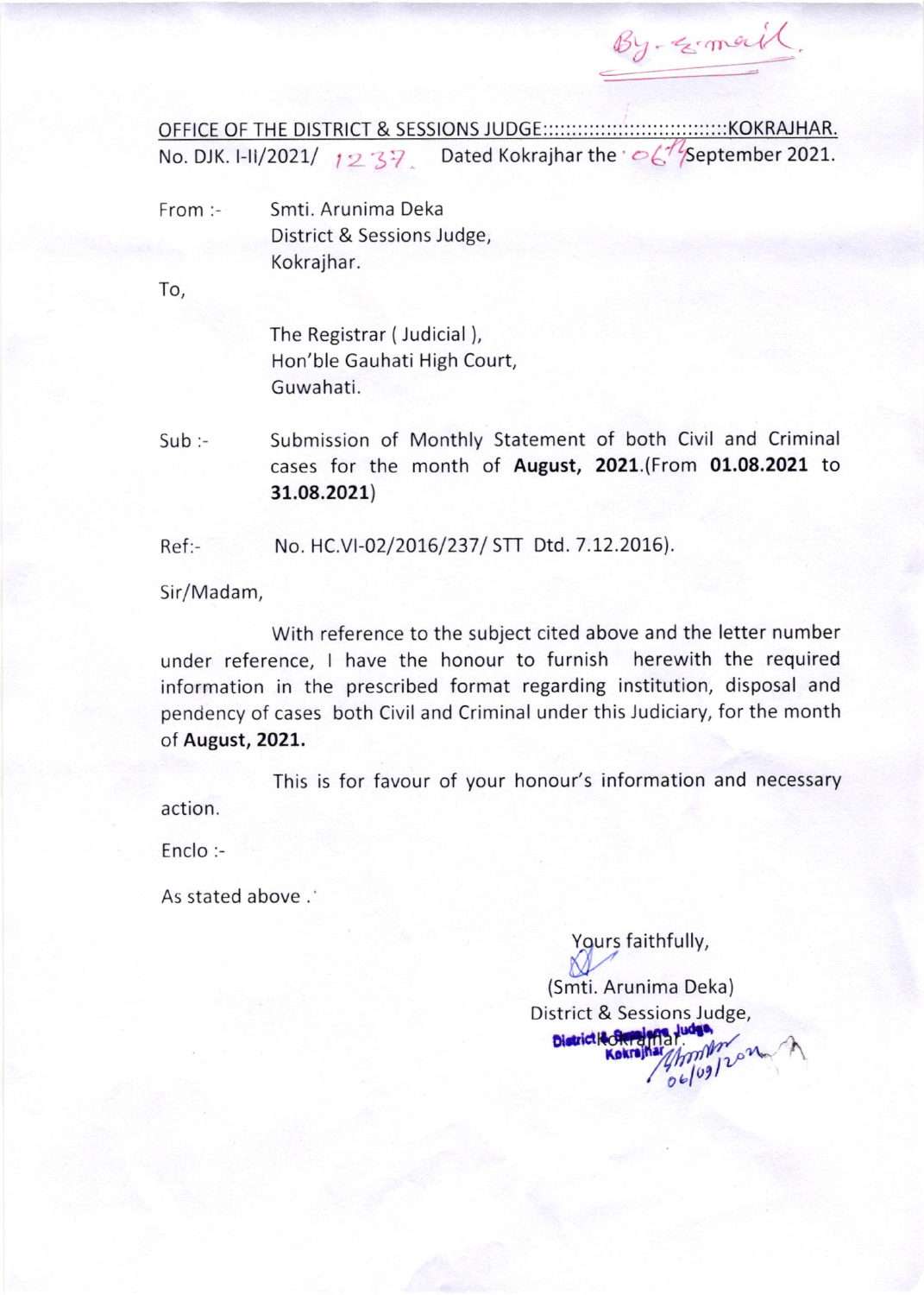By e-mail.

OFFICE OF THE DISTRICT & SESSIONS JUDGE::::::::::::::::::::::::::::::::KOKRAJHAR.

No. DJK. I-II/2021/ 1237 Dated Kokrajhar the 06th September 2021.

From :- Smti. Arunima Deka
District & Sessions Judge,
Kokrajhar.

To,

The Registrar ( Judicial ),
Hon'ble Gauhati High Court,
Guwahati.

Sub :- Submission of Monthly Statement of both Civil and Criminal cases for the month of **August, 2021**.(From **01.08.2021** to **31.08.2021**)

Ref:- No. HC.VI-02/2016/237/ STT Dtd. 7.12.2016).

Sir/Madam,

With reference to the subject cited above and the letter number under reference, I have the honour to furnish herewith the required information in the prescribed format regarding institution, disposal and pendency of cases both Civil and Criminal under this Judiciary, for the month of **August, 2021.**

This is for favour of your honour's information and necessary action.

Enclo :-

As stated above .

Yours faithfully,

(Smti. Arunima Deka)
District & Sessions Judge,
Kokrajhar.

District & Sessions Judge,
Kokrajhar
06/09/2021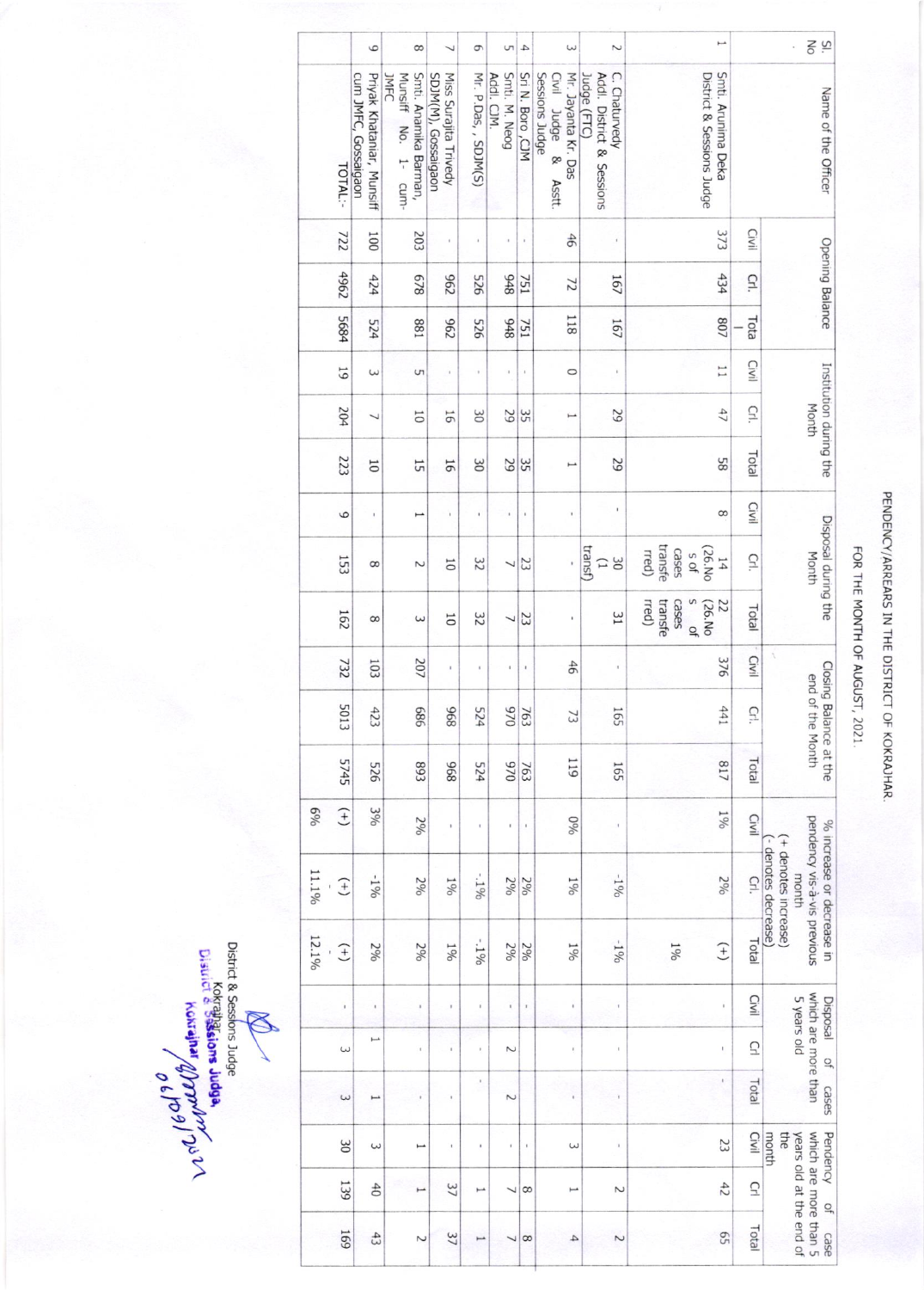# PENDENCY/ARREARS IN THE DISTRICT OF KOKRAJHAR.

## FOR THE MONTH OF AUGUST, 2021.

| Sl. No | Name of the Officer | Opening Balance | | | Institution during the Month | | | Disposal during the Month | | | Closing Balance at the end of the Month | | | % increase or decrease in pendency vis-à-vis previous month (+ denotes increase) (- denotes decrease) | | | Disposal of cases which are more than 5 years old | | | Pendency of case which are more than 5 years old at the end of the month | | |
|---|---|---|---|---|---|---|---|---|---|---|---|---|---|---|---|---|---|---|---|---|---|---|
| | | Civil | Crl. | Total | Civil | Crl. | Total | Civil | Crl. | Total | Civil | Crl. | Total | Civil | Crl. | Total | Civil | Crl | Total | Civil | Crl | Total |
| 1 | Smti. Arunima Deka District & Sessions Judge | 373 | 434 | 807 | 11 | 47 | 58 | 8 | 14 (26.Nos of cases transferred) | 22 (26.Nos of cases transferred) | 376 | 441 | 817 | 1% | 2% | 1% | - | - | - | 23 | 42 | 65 |
| 2 | C. Chaturvedy Addl. District & Sessions Judge (FTC) | - | 167 | 167 | - | 29 | 29 | - | 30 (1 transf) | 31 | - | 165 | 165 | - | -1% | -1% | - | - | - | - | 2 | 2 |
| 3 | Mr. Jayanta Kr. Das Civil Judge & Asstt. Sessions Judge | 46 | 72 | 118 | 0 | 1 | 1 | - | - | - | 46 | 73 | 119 | 0% | 1% | 1% | - | - | - | 3 | 1 | 4 |
| 4 | Sri N. Boro ,CJM | - | 751 | 751 | - | 35 | 35 | - | 23 | 23 | - | 763 | 763 | - | 2% | 2% | - | - | - | - | 8 | 8 |
| 5 | Smti. M. Neog Addl. CJM. | - | 948 | 948 | - | 29 | 29 | - | 7 | 7 | - | 970 | 970 | - | 2% | 2% | - | 2 | 2 | - | 7 | 7 |
| 6 | Mr. P.Das, , SDJM(S) | - | 526 | 526 | - | 30 | 30 | - | 32 | 32 | - | 524 | 524 | - | -.1% | -.1% | - | - | - | - | 1 | 1 |
| 7 | Miss Surajita Trivedy SDJM(M), Gossaigaon | - | 962 | 962 | - | 16 | 16 | - | 10 | 10 | - | 968 | 968 | - | 1% | 1% | - | - | - | - | 37 | 37 |
| 8 | Smti. Anamika Barman, Munsiff No. 1- cum-JMFC | 203 | 678 | 881 | 5 | 10 | 15 | 1 | 2 | 3 | 207 | 686 | 893 | 2% | 2% | 2% | - | - | - | 1 | 1 | 2 |
| 9 | Priyak Khataniar, Munsiff cum JMFC, Gossaigaon | 100 | 424 | 524 | 3 | 7 | 10 | - | 8 | 8 | 103 | 423 | 526 | 3% | -1% | 2% | - | 1 | 1 | 3 | 40 | 43 |
| | TOTAL:- | 722 | 4962 | 5684 | 19 | 204 | 223 | 9 | 153 | 162 | 732 | 5013 | 5745 | (+) 6% | (+) - 11.1% | (+) - 12.1% | - | 3 | 3 | 30 | 139 | 169 |

District & Sessions Judge
Kokrajhar.
District & Sessions Judge,
Kokrajhar
06/09/2021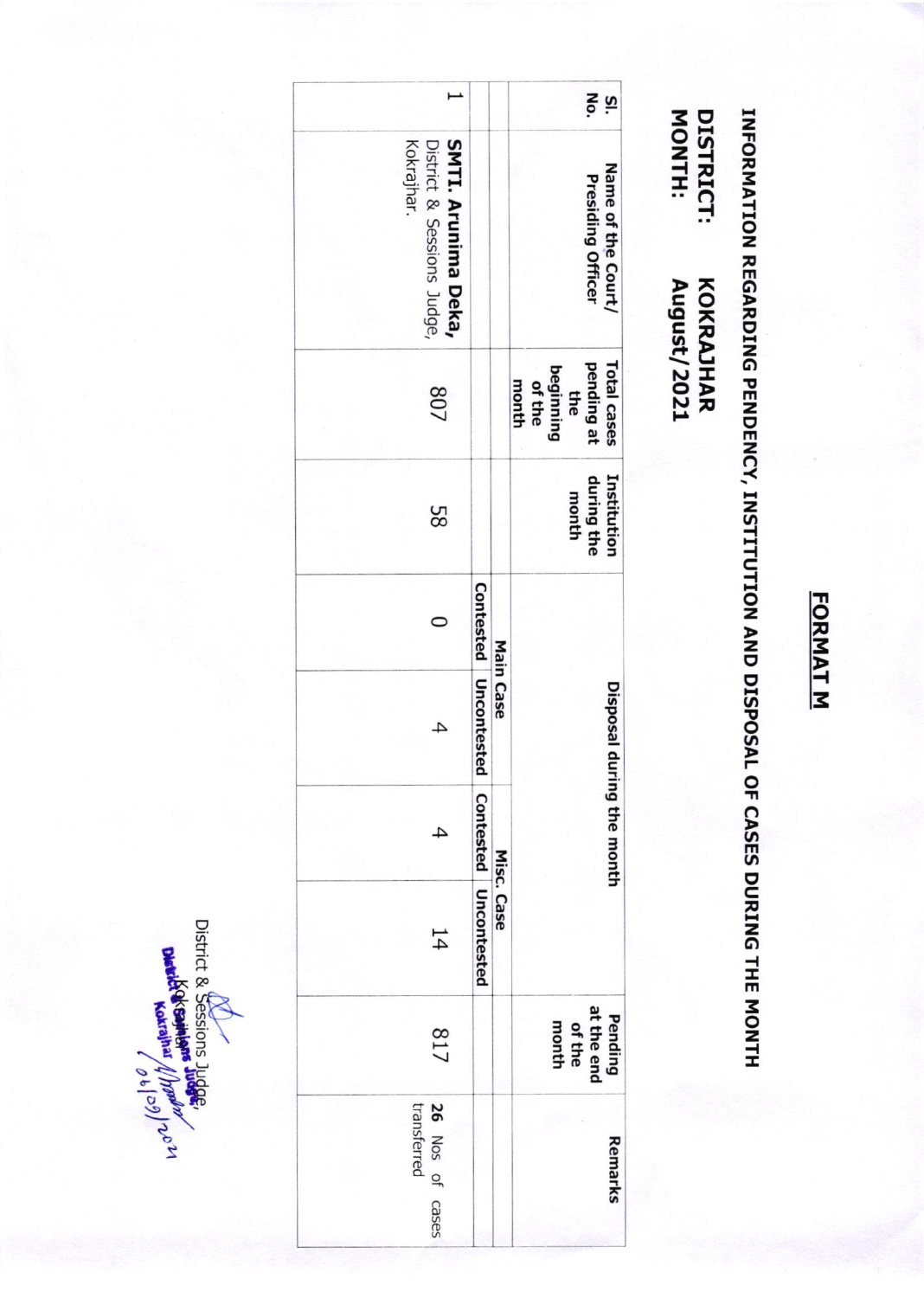# FORMAT M

## INFORMATION REGARDING PENDENCY, INSTITUTION AND DISPOSAL OF CASES DURING THE MONTH

**DISTRICT: KOKRAJHAR**

**MONTH: August/2021**

| Sl. No. | Name of the Court/ Presiding Officer | Total cases pending at the beginning of the month | Institution during the month | Disposal during the month | | | | Pending at the end of the month | Remarks |
|---|---|---|---|---|---|---|---|---|---|
| | | | | Main Case | | Misc. Case | | | |
| | | | | Contested | Uncontested | Contested | Uncontested | | |
| 1 | **SMTI. Arunima Deka,** District & Sessions Judge, Kokrajhar. | 807 | 58 | 0 | 4 | 4 | 14 | 817 | **26** Nos of cases transferred |

District & Sessions Judge,
Kokrajhar.

District & Sessions Judge,
Kokrajhar
06/09/2021